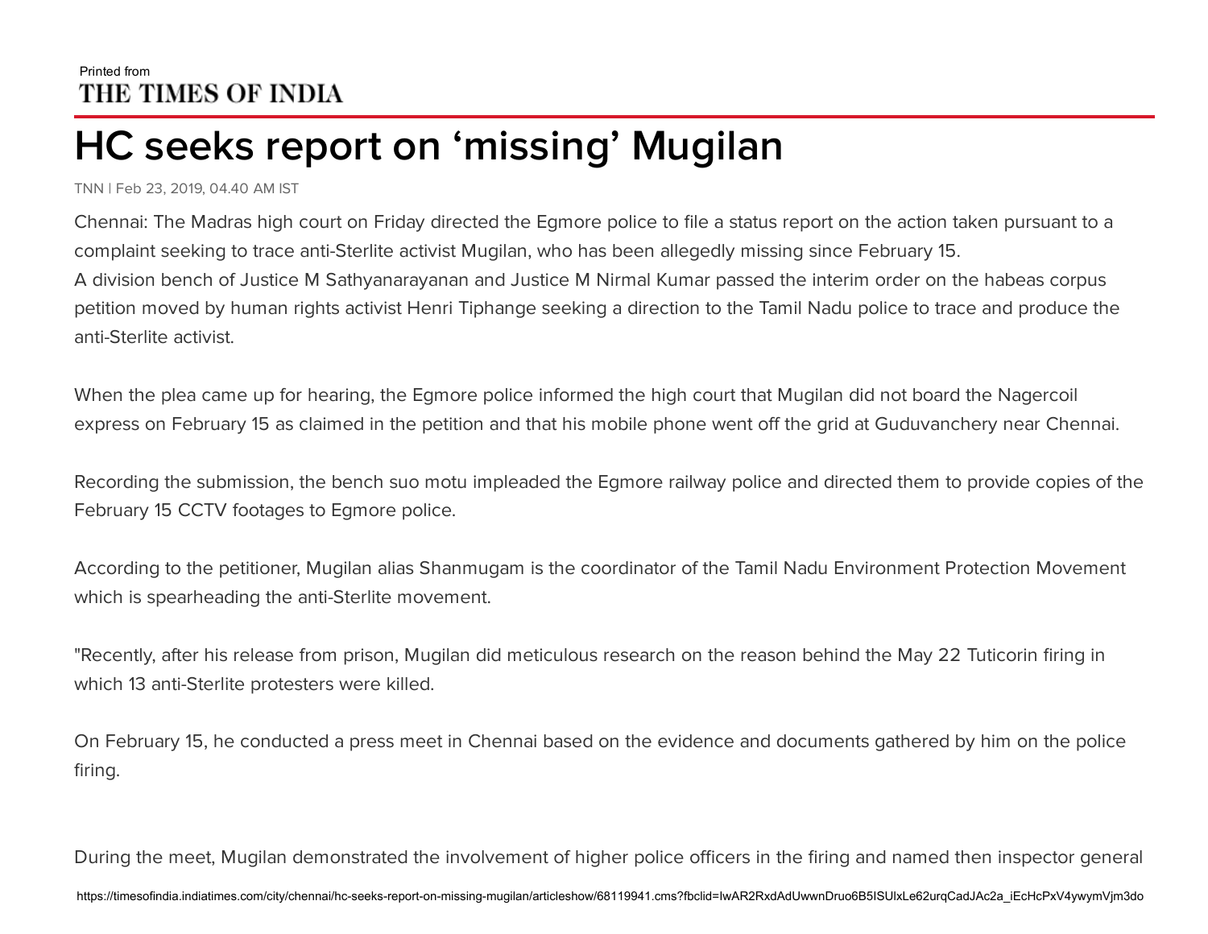Printed from
THE TIMES OF INDIA

# HC seeks report on 'missing' Mugilan

TNN | Feb 23, 2019, 04.40 AM IST

Chennai: The Madras high court on Friday directed the Egmore police to file a status report on the action taken pursuant to a complaint seeking to trace anti-Sterlite activist Mugilan, who has been allegedly missing since February 15.
A division bench of Justice M Sathyanarayanan and Justice M Nirmal Kumar passed the interim order on the habeas corpus petition moved by human rights activist Henri Tiphange seeking a direction to the Tamil Nadu police to trace and produce the anti-Sterlite activist.

When the plea came up for hearing, the Egmore police informed the high court that Mugilan did not board the Nagercoil express on February 15 as claimed in the petition and that his mobile phone went off the grid at Guduvanchery near Chennai.

Recording the submission, the bench suo motu impleaded the Egmore railway police and directed them to provide copies of the February 15 CCTV footages to Egmore police.

According to the petitioner, Mugilan alias Shanmugam is the coordinator of the Tamil Nadu Environment Protection Movement which is spearheading the anti-Sterlite movement.

"Recently, after his release from prison, Mugilan did meticulous research on the reason behind the May 22 Tuticorin firing in which 13 anti-Sterlite protesters were killed.

On February 15, he conducted a press meet in Chennai based on the evidence and documents gathered by him on the police firing.

During the meet, Mugilan demonstrated the involvement of higher police officers in the firing and named then inspector general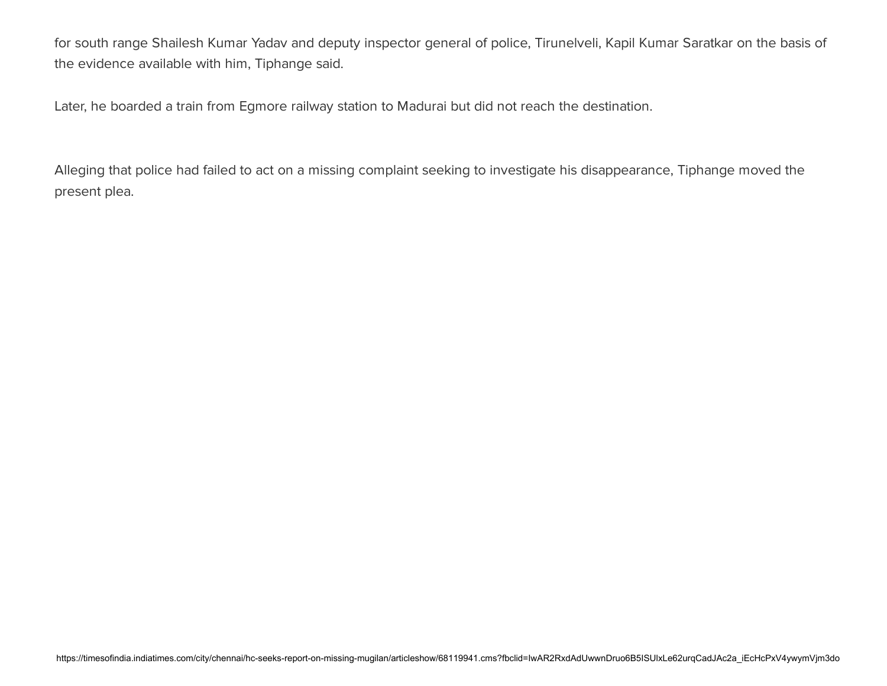for south range Shailesh Kumar Yadav and deputy inspector general of police, Tirunelveli, Kapil Kumar Saratkar on the basis of the evidence available with him, Tiphange said.

Later, he boarded a train from Egmore railway station to Madurai but did not reach the destination.

Alleging that police had failed to act on a missing complaint seeking to investigate his disappearance, Tiphange moved the present plea.

https://timesofindia.indiatimes.com/city/chennai/hc-seeks-report-on-missing-mugilan/articleshow/68119941.cms?fbclid=IwAR2RxdAdUwwnDruo6B5ISUlxLe62urqCadJAc2a_iEcHcPxV4ywymVjm3do